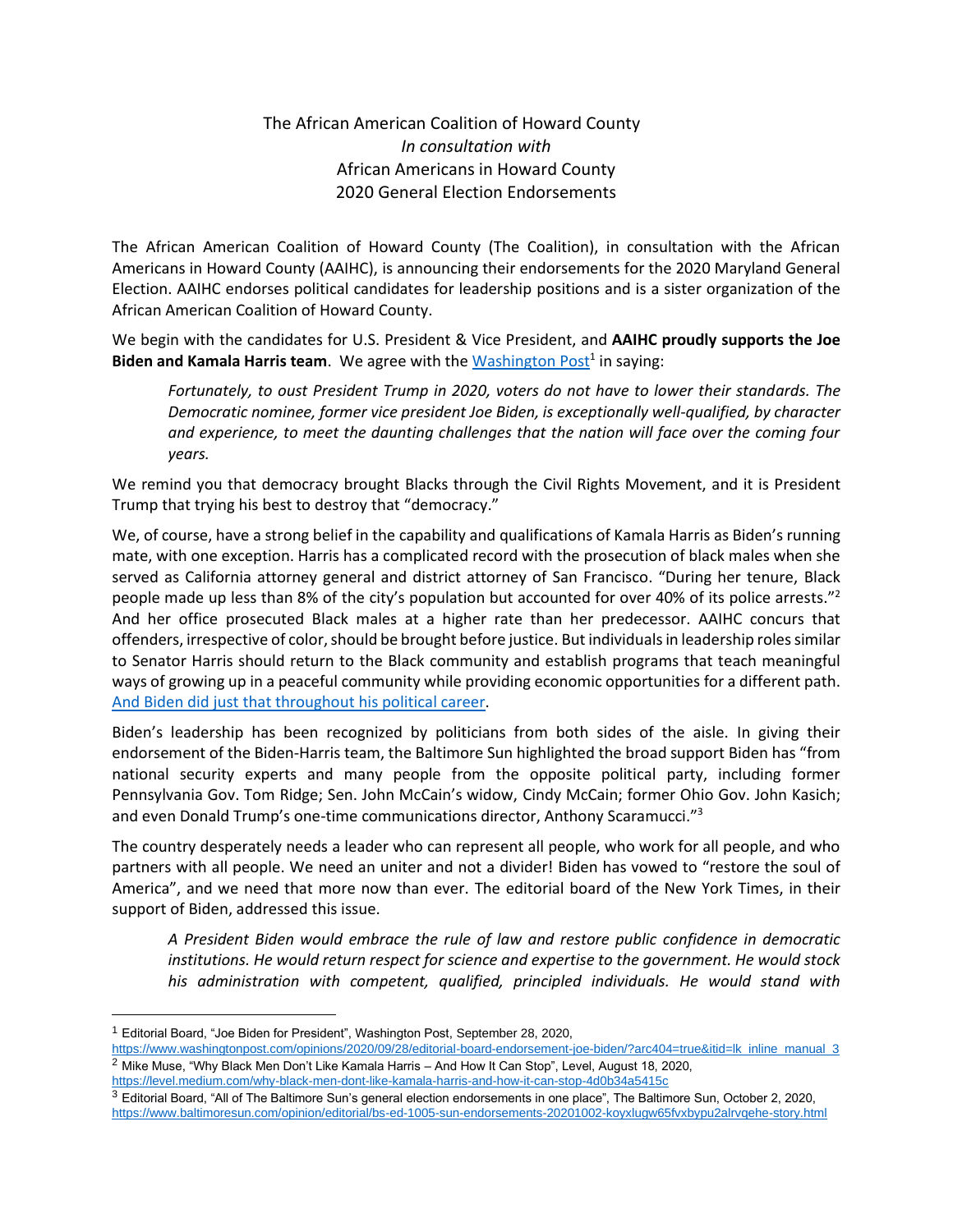# The African American Coalition of Howard County
*In consultation with*
African Americans in Howard County
2020 General Election Endorsements

The African American Coalition of Howard County (The Coalition), in consultation with the African Americans in Howard County (AAIHC), is announcing their endorsements for the 2020 Maryland General Election. AAIHC endorses political candidates for leadership positions and is a sister organization of the African American Coalition of Howard County.

We begin with the candidates for U.S. President & Vice President, and **AAIHC proudly supports the Joe Biden and Kamala Harris team**. We agree with the Washington Post[1] in saying:

> *Fortunately, to oust President Trump in 2020, voters do not have to lower their standards. The Democratic nominee, former vice president Joe Biden, is exceptionally well-qualified, by character and experience, to meet the daunting challenges that the nation will face over the coming four years.*

We remind you that democracy brought Blacks through the Civil Rights Movement, and it is President Trump that trying his best to destroy that "democracy."

We, of course, have a strong belief in the capability and qualifications of Kamala Harris as Biden's running mate, with one exception. Harris has a complicated record with the prosecution of black males when she served as California attorney general and district attorney of San Francisco. "During her tenure, Black people made up less than 8% of the city's population but accounted for over 40% of its police arrests."[2] And her office prosecuted Black males at a higher rate than her predecessor. AAIHC concurs that offenders, irrespective of color, should be brought before justice. But individuals in leadership roles similar to Senator Harris should return to the Black community and establish programs that teach meaningful ways of growing up in a peaceful community while providing economic opportunities for a different path. And Biden did just that throughout his political career.

Biden's leadership has been recognized by politicians from both sides of the aisle. In giving their endorsement of the Biden-Harris team, the Baltimore Sun highlighted the broad support Biden has "from national security experts and many people from the opposite political party, including former Pennsylvania Gov. Tom Ridge; Sen. John McCain's widow, Cindy McCain; former Ohio Gov. John Kasich; and even Donald Trump's one-time communications director, Anthony Scaramucci."[3]

The country desperately needs a leader who can represent all people, who work for all people, and who partners with all people. We need an uniter and not a divider! Biden has vowed to "restore the soul of America", and we need that more now than ever. The editorial board of the New York Times, in their support of Biden, addressed this issue.

> *A President Biden would embrace the rule of law and restore public confidence in democratic institutions. He would return respect for science and expertise to the government. He would stock his administration with competent, qualified, principled individuals. He would stand with*

---

[1] Editorial Board, "Joe Biden for President", Washington Post, September 28, 2020, https://www.washingtonpost.com/opinions/2020/09/28/editorial-board-endorsement-joe-biden/?arc404=true&itid=lk_inline_manual_3

[2] Mike Muse, "Why Black Men Don't Like Kamala Harris – And How It Can Stop", Level, August 18, 2020, https://level.medium.com/why-black-men-dont-like-kamala-harris-and-how-it-can-stop-4d0b34a5415c

[3] Editorial Board, "All of The Baltimore Sun's general election endorsements in one place", The Baltimore Sun, October 2, 2020, https://www.baltimoresun.com/opinion/editorial/bs-ed-1005-sun-endorsements-20201002-koyxlugw65fvxbypu2alrvqehe-story.html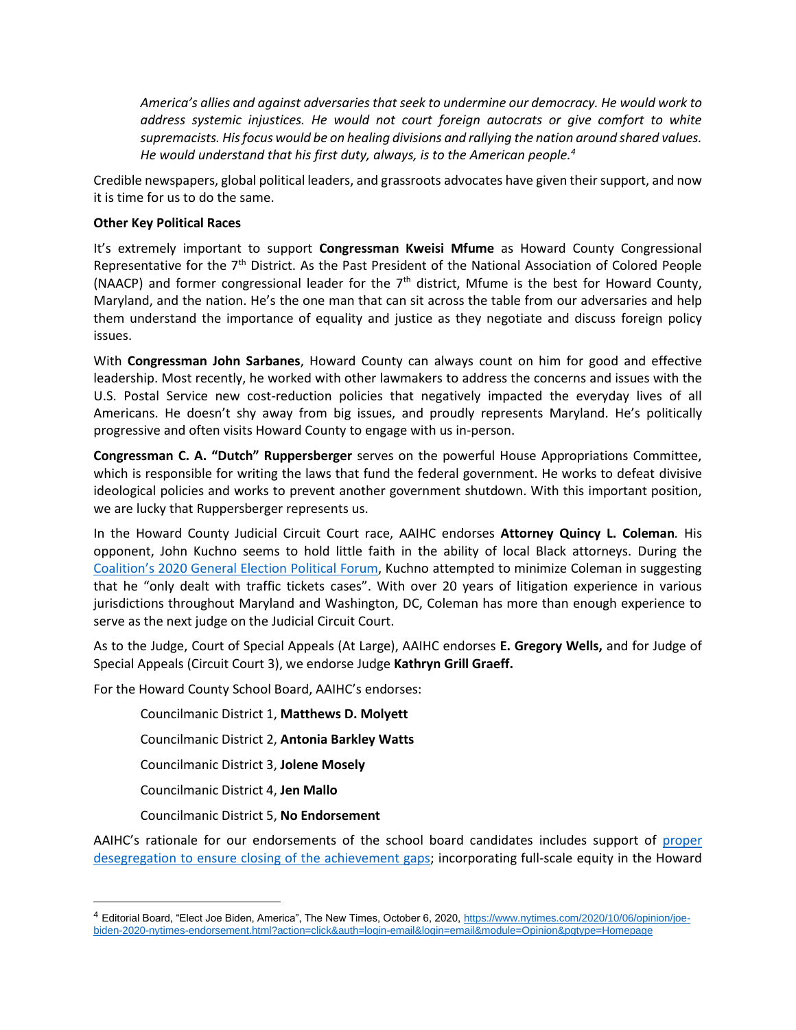*America's allies and against adversaries that seek to undermine our democracy. He would work to address systemic injustices. He would not court foreign autocrats or give comfort to white supremacists. His focus would be on healing divisions and rallying the nation around shared values. He would understand that his first duty, always, is to the American people.*[4]

Credible newspapers, global political leaders, and grassroots advocates have given their support, and now it is time for us to do the same.

**Other Key Political Races**

It's extremely important to support **Congressman Kweisi Mfume** as Howard County Congressional Representative for the 7th District. As the Past President of the National Association of Colored People (NAACP) and former congressional leader for the 7th district, Mfume is the best for Howard County, Maryland, and the nation. He's the one man that can sit across the table from our adversaries and help them understand the importance of equality and justice as they negotiate and discuss foreign policy issues.

With **Congressman John Sarbanes**, Howard County can always count on him for good and effective leadership. Most recently, he worked with other lawmakers to address the concerns and issues with the U.S. Postal Service new cost-reduction policies that negatively impacted the everyday lives of all Americans. He doesn't shy away from big issues, and proudly represents Maryland. He's politically progressive and often visits Howard County to engage with us in-person.

**Congressman C. A. "Dutch" Ruppersberger** serves on the powerful House Appropriations Committee, which is responsible for writing the laws that fund the federal government. He works to defeat divisive ideological policies and works to prevent another government shutdown. With this important position, we are lucky that Ruppersberger represents us.

In the Howard County Judicial Circuit Court race, AAIHC endorses **Attorney Quincy L. Coleman**. His opponent, John Kuchno seems to hold little faith in the ability of local Black attorneys. During the Coalition's 2020 General Election Political Forum, Kuchno attempted to minimize Coleman in suggesting that he "only dealt with traffic tickets cases". With over 20 years of litigation experience in various jurisdictions throughout Maryland and Washington, DC, Coleman has more than enough experience to serve as the next judge on the Judicial Circuit Court.

As to the Judge, Court of Special Appeals (At Large), AAIHC endorses **E. Gregory Wells,** and for Judge of Special Appeals (Circuit Court 3), we endorse Judge **Kathryn Grill Graeff.**

For the Howard County School Board, AAIHC's endorses:

Councilmanic District 1, **Matthews D. Molyett**

Councilmanic District 2, **Antonia Barkley Watts**

Councilmanic District 3, **Jolene Mosely**

Councilmanic District 4, **Jen Mallo**

Councilmanic District 5, **No Endorsement**

AAIHC's rationale for our endorsements of the school board candidates includes support of proper desegregation to ensure closing of the achievement gaps; incorporating full-scale equity in the Howard

---

[4] Editorial Board, "Elect Joe Biden, America", The New Times, October 6, 2020, https://www.nytimes.com/2020/10/06/opinion/joe-biden-2020-nytimes-endorsement.html?action=click&auth=login-email&login=email&module=Opinion&pgtype=Homepage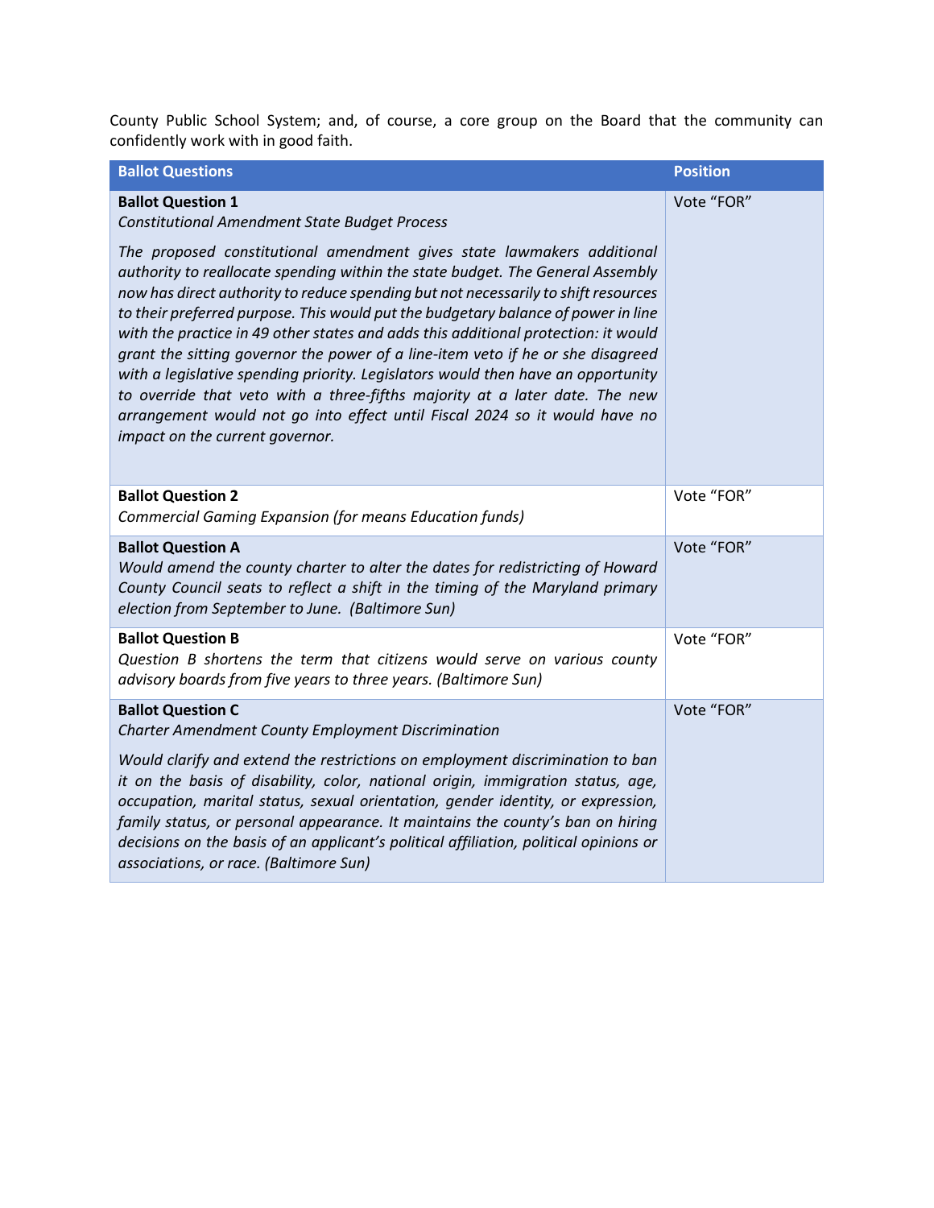County Public School System; and, of course, a core group on the Board that the community can confidently work with in good faith.

| Ballot Questions | Position |
|---|---|
| **Ballot Question 1**<br>*Constitutional Amendment State Budget Process*<br><br>*The proposed constitutional amendment gives state lawmakers additional authority to reallocate spending within the state budget. The General Assembly now has direct authority to reduce spending but not necessarily to shift resources to their preferred purpose. This would put the budgetary balance of power in line with the practice in 49 other states and adds this additional protection: it would grant the sitting governor the power of a line-item veto if he or she disagreed with a legislative spending priority. Legislators would then have an opportunity to override that veto with a three-fifths majority at a later date. The new arrangement would not go into effect until Fiscal 2024 so it would have no impact on the current governor.* | Vote "FOR" |
| **Ballot Question 2**<br>*Commercial Gaming Expansion (for means Education funds)* | Vote "FOR" |
| **Ballot Question A**<br>*Would amend the county charter to alter the dates for redistricting of Howard County Council seats to reflect a shift in the timing of the Maryland primary election from September to June. (Baltimore Sun)* | Vote "FOR" |
| **Ballot Question B**<br>*Question B shortens the term that citizens would serve on various county advisory boards from five years to three years. (Baltimore Sun)* | Vote "FOR" |
| **Ballot Question C**<br>*Charter Amendment County Employment Discrimination*<br><br>*Would clarify and extend the restrictions on employment discrimination to ban it on the basis of disability, color, national origin, immigration status, age, occupation, marital status, sexual orientation, gender identity, or expression, family status, or personal appearance. It maintains the county's ban on hiring decisions on the basis of an applicant's political affiliation, political opinions or associations, or race. (Baltimore Sun)* | Vote "FOR" |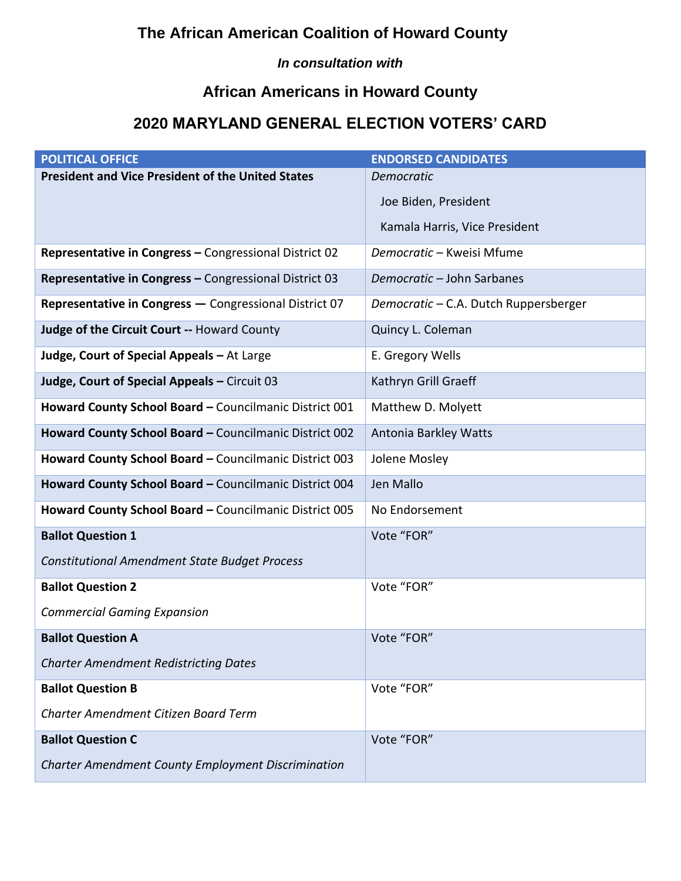# The African American Coalition of Howard County

***In consultation with***

## African Americans in Howard County

## 2020 MARYLAND GENERAL ELECTION VOTERS' CARD

| POLITICAL OFFICE | ENDORSED CANDIDATES |
|---|---|
| **President and Vice President of the United States** | *Democratic*<br>Joe Biden, President<br>Kamala Harris, Vice President |
| **Representative in Congress –** Congressional District 02 | *Democratic* – Kweisi Mfume |
| **Representative in Congress –** Congressional District 03 | *Democratic* – John Sarbanes |
| **Representative in Congress —** Congressional District 07 | *Democratic* – C.A. Dutch Ruppersberger |
| **Judge of the Circuit Court --** Howard County | Quincy L. Coleman |
| **Judge, Court of Special Appeals –** At Large | E. Gregory Wells |
| **Judge, Court of Special Appeals –** Circuit 03 | Kathryn Grill Graeff |
| **Howard County School Board –** Councilmanic District 001 | Matthew D. Molyett |
| **Howard County School Board –** Councilmanic District 002 | Antonia Barkley Watts |
| **Howard County School Board –** Councilmanic District 003 | Jolene Mosley |
| **Howard County School Board –** Councilmanic District 004 | Jen Mallo |
| **Howard County School Board –** Councilmanic District 005 | No Endorsement |
| **Ballot Question 1**<br>*Constitutional Amendment State Budget Process* | Vote "FOR" |
| **Ballot Question 2**<br>*Commercial Gaming Expansion* | Vote "FOR" |
| **Ballot Question A**<br>*Charter Amendment Redistricting Dates* | Vote "FOR" |
| **Ballot Question B**<br>*Charter Amendment Citizen Board Term* | Vote "FOR" |
| **Ballot Question C**<br>*Charter Amendment County Employment Discrimination* | Vote "FOR" |